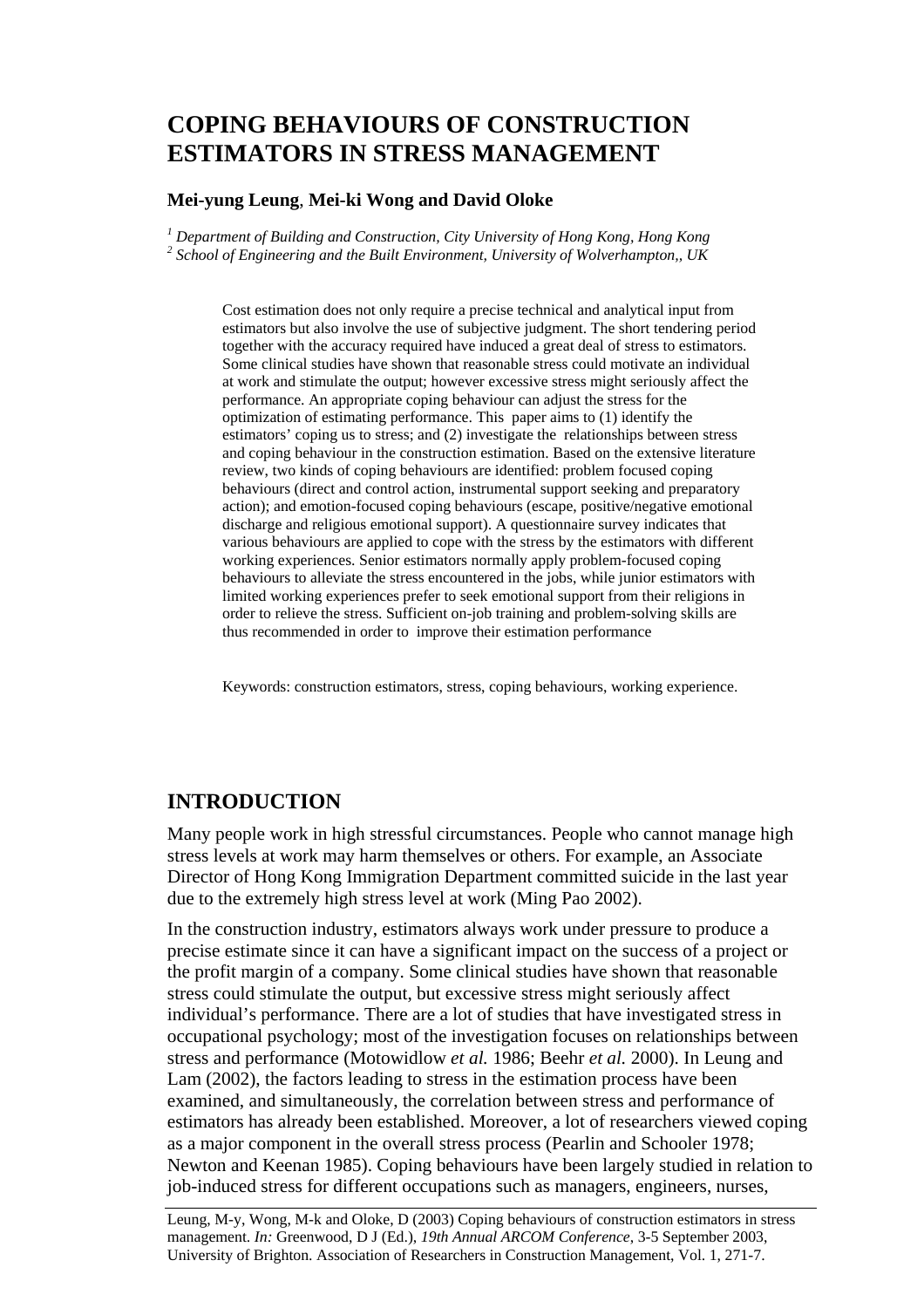# COPING BEHAVIOURS OF CONSTRUCTION ESTIMATORS IN STRESS MANAGEMENT

**Mei-yung Leung**, **Mei-ki Wong and David Oloke**

[1] *Department of Building and Construction, City University of Hong Kong, Hong Kong*
[2] *School of Engineering and the Built Environment, University of Wolverhampton,, UK*

Cost estimation does not only require a precise technical and analytical input from estimators but also involve the use of subjective judgment. The short tendering period together with the accuracy required have induced a great deal of stress to estimators. Some clinical studies have shown that reasonable stress could motivate an individual at work and stimulate the output; however excessive stress might seriously affect the performance. An appropriate coping behaviour can adjust the stress for the optimization of estimating performance. This paper aims to (1) identify the estimators' coping us to stress; and (2) investigate the relationships between stress and coping behaviour in the construction estimation. Based on the extensive literature review, two kinds of coping behaviours are identified: problem focused coping behaviours (direct and control action, instrumental support seeking and preparatory action); and emotion-focused coping behaviours (escape, positive/negative emotional discharge and religious emotional support). A questionnaire survey indicates that various behaviours are applied to cope with the stress by the estimators with different working experiences. Senior estimators normally apply problem-focused coping behaviours to alleviate the stress encountered in the jobs, while junior estimators with limited working experiences prefer to seek emotional support from their religions in order to relieve the stress. Sufficient on-job training and problem-solving skills are thus recommended in order to improve their estimation performance

Keywords: construction estimators, stress, coping behaviours, working experience.

## INTRODUCTION

Many people work in high stressful circumstances. People who cannot manage high stress levels at work may harm themselves or others. For example, an Associate Director of Hong Kong Immigration Department committed suicide in the last year due to the extremely high stress level at work (Ming Pao 2002).

In the construction industry, estimators always work under pressure to produce a precise estimate since it can have a significant impact on the success of a project or the profit margin of a company. Some clinical studies have shown that reasonable stress could stimulate the output, but excessive stress might seriously affect individual's performance. There are a lot of studies that have investigated stress in occupational psychology; most of the investigation focuses on relationships between stress and performance (Motowidlow *et al.* 1986; Beehr *et al.* 2000). In Leung and Lam (2002), the factors leading to stress in the estimation process have been examined, and simultaneously, the correlation between stress and performance of estimators has already been established. Moreover, a lot of researchers viewed coping as a major component in the overall stress process (Pearlin and Schooler 1978; Newton and Keenan 1985). Coping behaviours have been largely studied in relation to job-induced stress for different occupations such as managers, engineers, nurses,

Leung, M-y, Wong, M-k and Oloke, D (2003) Coping behaviours of construction estimators in stress management. *In:* Greenwood, D J (Ed.), *19th Annual ARCOM Conference*, 3-5 September 2003, University of Brighton. Association of Researchers in Construction Management, Vol. 1, 271-7.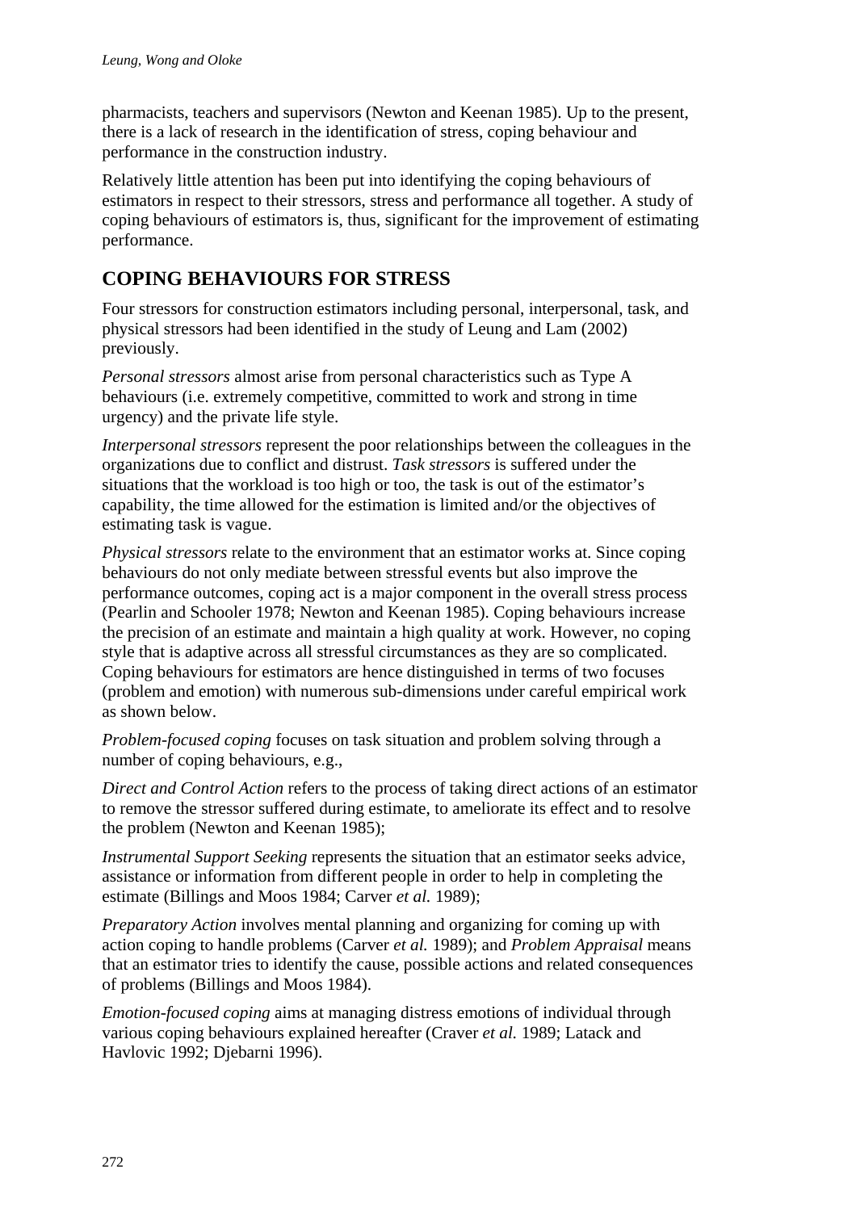pharmacists, teachers and supervisors (Newton and Keenan 1985). Up to the present, there is a lack of research in the identification of stress, coping behaviour and performance in the construction industry.

Relatively little attention has been put into identifying the coping behaviours of estimators in respect to their stressors, stress and performance all together. A study of coping behaviours of estimators is, thus, significant for the improvement of estimating performance.

## COPING BEHAVIOURS FOR STRESS

Four stressors for construction estimators including personal, interpersonal, task, and physical stressors had been identified in the study of Leung and Lam (2002) previously.

*Personal stressors* almost arise from personal characteristics such as Type A behaviours (i.e. extremely competitive, committed to work and strong in time urgency) and the private life style.

*Interpersonal stressors* represent the poor relationships between the colleagues in the organizations due to conflict and distrust. *Task stressors* is suffered under the situations that the workload is too high or too, the task is out of the estimator's capability, the time allowed for the estimation is limited and/or the objectives of estimating task is vague.

*Physical stressors* relate to the environment that an estimator works at. Since coping behaviours do not only mediate between stressful events but also improve the performance outcomes, coping act is a major component in the overall stress process (Pearlin and Schooler 1978; Newton and Keenan 1985). Coping behaviours increase the precision of an estimate and maintain a high quality at work. However, no coping style that is adaptive across all stressful circumstances as they are so complicated. Coping behaviours for estimators are hence distinguished in terms of two focuses (problem and emotion) with numerous sub-dimensions under careful empirical work as shown below.

*Problem-focused coping* focuses on task situation and problem solving through a number of coping behaviours, e.g.,

*Direct and Control Action* refers to the process of taking direct actions of an estimator to remove the stressor suffered during estimate, to ameliorate its effect and to resolve the problem (Newton and Keenan 1985);

*Instrumental Support Seeking* represents the situation that an estimator seeks advice, assistance or information from different people in order to help in completing the estimate (Billings and Moos 1984; Carver *et al.* 1989);

*Preparatory Action* involves mental planning and organizing for coming up with action coping to handle problems (Carver *et al.* 1989); and *Problem Appraisal* means that an estimator tries to identify the cause, possible actions and related consequences of problems (Billings and Moos 1984).

*Emotion-focused coping* aims at managing distress emotions of individual through various coping behaviours explained hereafter (Craver *et al.* 1989; Latack and Havlovic 1992; Djebarni 1996).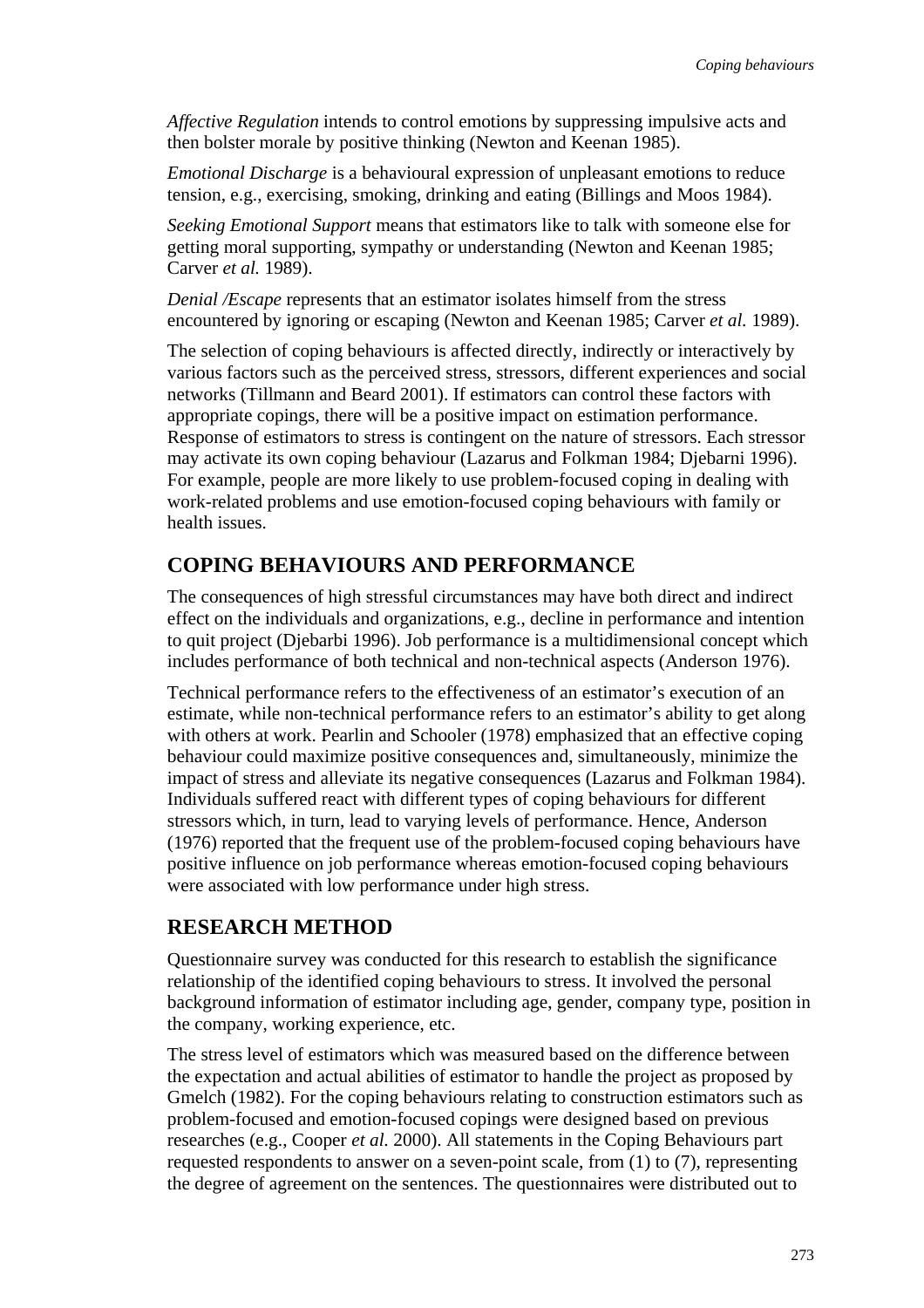*Affective Regulation* intends to control emotions by suppressing impulsive acts and then bolster morale by positive thinking (Newton and Keenan 1985).

*Emotional Discharge* is a behavioural expression of unpleasant emotions to reduce tension, e.g., exercising, smoking, drinking and eating (Billings and Moos 1984).

*Seeking Emotional Support* means that estimators like to talk with someone else for getting moral supporting, sympathy or understanding (Newton and Keenan 1985; Carver *et al.* 1989).

*Denial /Escape* represents that an estimator isolates himself from the stress encountered by ignoring or escaping (Newton and Keenan 1985; Carver *et al.* 1989).

The selection of coping behaviours is affected directly, indirectly or interactively by various factors such as the perceived stress, stressors, different experiences and social networks (Tillmann and Beard 2001). If estimators can control these factors with appropriate copings, there will be a positive impact on estimation performance. Response of estimators to stress is contingent on the nature of stressors. Each stressor may activate its own coping behaviour (Lazarus and Folkman 1984; Djebarni 1996). For example, people are more likely to use problem-focused coping in dealing with work-related problems and use emotion-focused coping behaviours with family or health issues.

## COPING BEHAVIOURS AND PERFORMANCE

The consequences of high stressful circumstances may have both direct and indirect effect on the individuals and organizations, e.g., decline in performance and intention to quit project (Djebarbi 1996). Job performance is a multidimensional concept which includes performance of both technical and non-technical aspects (Anderson 1976).

Technical performance refers to the effectiveness of an estimator's execution of an estimate, while non-technical performance refers to an estimator's ability to get along with others at work. Pearlin and Schooler (1978) emphasized that an effective coping behaviour could maximize positive consequences and, simultaneously, minimize the impact of stress and alleviate its negative consequences (Lazarus and Folkman 1984). Individuals suffered react with different types of coping behaviours for different stressors which, in turn, lead to varying levels of performance. Hence, Anderson (1976) reported that the frequent use of the problem-focused coping behaviours have positive influence on job performance whereas emotion-focused coping behaviours were associated with low performance under high stress.

## RESEARCH METHOD

Questionnaire survey was conducted for this research to establish the significance relationship of the identified coping behaviours to stress. It involved the personal background information of estimator including age, gender, company type, position in the company, working experience, etc.

The stress level of estimators which was measured based on the difference between the expectation and actual abilities of estimator to handle the project as proposed by Gmelch (1982). For the coping behaviours relating to construction estimators such as problem-focused and emotion-focused copings were designed based on previous researches (e.g., Cooper *et al.* 2000). All statements in the Coping Behaviours part requested respondents to answer on a seven-point scale, from (1) to (7), representing the degree of agreement on the sentences. The questionnaires were distributed out to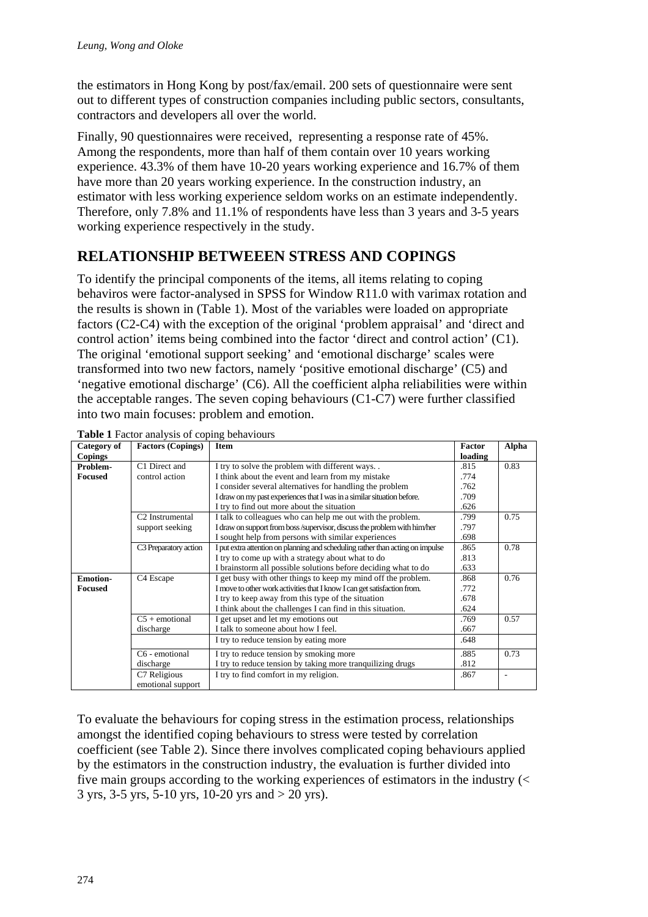the estimators in Hong Kong by post/fax/email. 200 sets of questionnaire were sent out to different types of construction companies including public sectors, consultants, contractors and developers all over the world.

Finally, 90 questionnaires were received,  representing a response rate of 45%. Among the respondents, more than half of them contain over 10 years working experience. 43.3% of them have 10-20 years working experience and 16.7% of them have more than 20 years working experience. In the construction industry, an estimator with less working experience seldom works on an estimate independently. Therefore, only 7.8% and 11.1% of respondents have less than 3 years and 3-5 years working experience respectively in the study.

## RELATIONSHIP BETWEEEN STRESS AND COPINGS

To identify the principal components of the items, all items relating to coping behaviros were factor-analysed in SPSS for Window R11.0 with varimax rotation and the results is shown in (Table 1). Most of the variables were loaded on appropriate factors (C2-C4) with the exception of the original 'problem appraisal' and 'direct and control action' items being combined into the factor 'direct and control action' (C1). The original 'emotional support seeking' and 'emotional discharge' scales were transformed into two new factors, namely 'positive emotional discharge' (C5) and 'negative emotional discharge' (C6). All the coefficient alpha reliabilities were within the acceptable ranges. The seven coping behaviours (C1-C7) were further classified into two main focuses: problem and emotion.

**Table 1** Factor analysis of coping behaviours

| Category of Copings | Factors (Copings) | Item | Factor loading | Alpha |
|---|---|---|---|---|
| **Problem-Focused** | C1 Direct and control action | I try to solve the problem with different ways. . | .815 | 0.83 |
| | | I think about the event and learn from my mistake | .774 | |
| | | I consider several alternatives for handling the problem | .762 | |
| | | I draw on my past experiences that I was in a similar situation before. | .709 | |
| | | I try to find out more about the situation | .626 | |
| | C2 Instrumental support seeking | I talk to colleagues who can help me out with the problem. | .799 | 0.75 |
| | | I draw on support from boss /supervisor, discuss the problem with him/her | .797 | |
| | | I sought help from persons with similar experiences | .698 | |
| | C3 Preparatory action | I put extra attention on planning and scheduling rather than acting on impulse | .865 | 0.78 |
| | | I try to come up with a strategy about what to do | .813 | |
| | | I brainstorm all possible solutions before deciding what to do | .633 | |
| **Emotion-Focused** | C4 Escape | I get busy with other things to keep my mind off the problem. | .868 | 0.76 |
| | | I move to other work activities that I know I can get satisfaction from. | .772 | |
| | | I try to keep away from this type of the situation | .678 | |
| | | I think about the challenges I can find in this situation. | .624 | |
| | C5 + emotional discharge | I get upset and let my emotions out | .769 | 0.57 |
| | | I talk to someone about how I feel. | .667 | |
| | | I try to reduce tension by eating more | .648 | |
| | C6 - emotional discharge | I try to reduce tension by smoking more | .885 | 0.73 |
| | | I try to reduce tension by taking more tranquilizing drugs | .812 | |
| | C7 Religious emotional support | I try to find comfort in my religion. | .867 | - |

To evaluate the behaviours for coping stress in the estimation process, relationships amongst the identified coping behaviours to stress were tested by correlation coefficient (see Table 2). Since there involves complicated coping behaviours applied by the estimators in the construction industry, the evaluation is further divided into five main groups according to the working experiences of estimators in the industry (< 3 yrs, 3-5 yrs, 5-10 yrs, 10-20 yrs and > 20 yrs).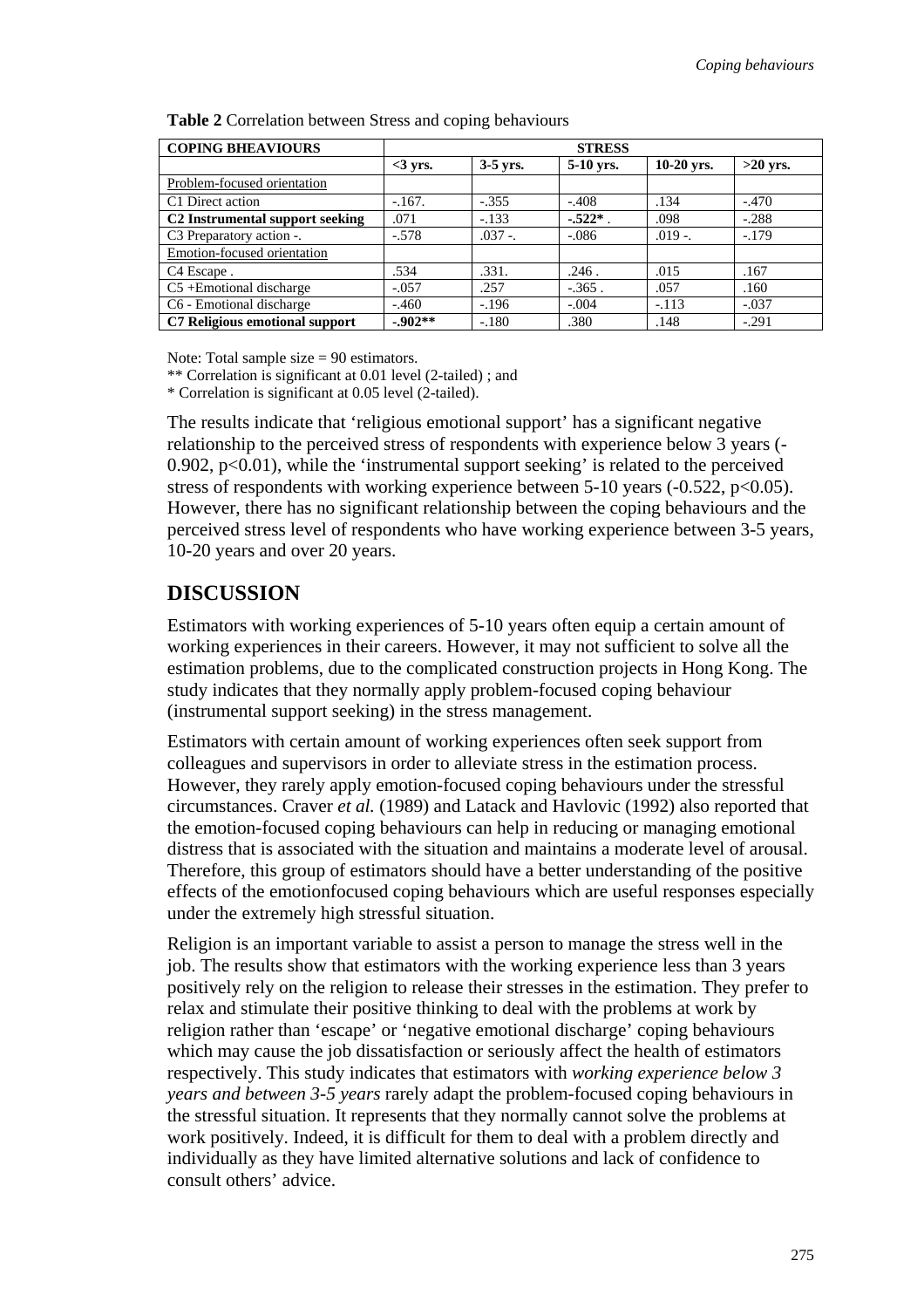**Table 2** Correlation between Stress and coping behaviours

| COPING BHEAVIOURS | STRESS | | | | |
|---|---|---|---|---|---|
| | <3 yrs. | 3-5 yrs. | 5-10 yrs. | 10-20 yrs. | >20 yrs. |
| Problem-focused orientation | | | | | |
| C1 Direct action | -.167. | -.355 | -.408 | .134 | -.470 |
| **C2 Instrumental support seeking** | .071 | -.133 | **-.522*** . | .098 | -.288 |
| C3 Preparatory action -. | -.578 | .037 -. | -.086 | .019 -. | -.179 |
| Emotion-focused orientation | | | | | |
| C4 Escape . | .534 | .331. | .246 . | .015 | .167 |
| C5 +Emotional discharge | -.057 | .257 | -.365 . | .057 | .160 |
| C6 - Emotional discharge | -.460 | -.196 | -.004 | -.113 | -.037 |
| **C7 Religious emotional support** | **-.902**** | -.180 | .380 | .148 | -.291 |

Note: Total sample size = 90 estimators.

** Correlation is significant at 0.01 level (2-tailed) ; and

* Correlation is significant at 0.05 level (2-tailed).

The results indicate that 'religious emotional support' has a significant negative relationship to the perceived stress of respondents with experience below 3 years (-0.902, p<0.01), while the 'instrumental support seeking' is related to the perceived stress of respondents with working experience between 5-10 years (-0.522, p<0.05). However, there has no significant relationship between the coping behaviours and the perceived stress level of respondents who have working experience between 3-5 years, 10-20 years and over 20 years.

## DISCUSSION

Estimators with working experiences of 5-10 years often equip a certain amount of working experiences in their careers. However, it may not sufficient to solve all the estimation problems, due to the complicated construction projects in Hong Kong. The study indicates that they normally apply problem-focused coping behaviour (instrumental support seeking) in the stress management.

Estimators with certain amount of working experiences often seek support from colleagues and supervisors in order to alleviate stress in the estimation process. However, they rarely apply emotion-focused coping behaviours under the stressful circumstances. Craver *et al.* (1989) and Latack and Havlovic (1992) also reported that the emotion-focused coping behaviours can help in reducing or managing emotional distress that is associated with the situation and maintains a moderate level of arousal. Therefore, this group of estimators should have a better understanding of the positive effects of the emotionfocused coping behaviours which are useful responses especially under the extremely high stressful situation.

Religion is an important variable to assist a person to manage the stress well in the job. The results show that estimators with the working experience less than 3 years positively rely on the religion to release their stresses in the estimation. They prefer to relax and stimulate their positive thinking to deal with the problems at work by religion rather than 'escape' or 'negative emotional discharge' coping behaviours which may cause the job dissatisfaction or seriously affect the health of estimators respectively. This study indicates that estimators with *working experience below 3 years and between 3-5 years* rarely adapt the problem-focused coping behaviours in the stressful situation. It represents that they normally cannot solve the problems at work positively. Indeed, it is difficult for them to deal with a problem directly and individually as they have limited alternative solutions and lack of confidence to consult others' advice.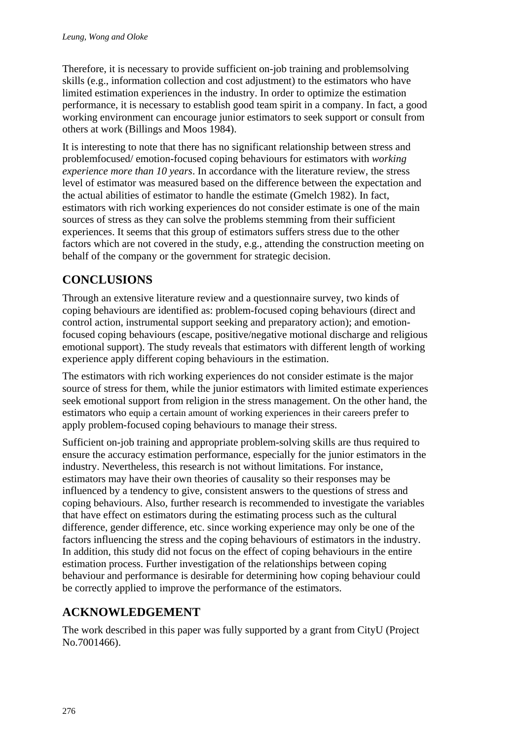Therefore, it is necessary to provide sufficient on-job training and problemsolving skills (e.g., information collection and cost adjustment) to the estimators who have limited estimation experiences in the industry. In order to optimize the estimation performance, it is necessary to establish good team spirit in a company. In fact, a good working environment can encourage junior estimators to seek support or consult from others at work (Billings and Moos 1984).

It is interesting to note that there has no significant relationship between stress and problemfocused/ emotion-focused coping behaviours for estimators with *working experience more than 10 years*. In accordance with the literature review, the stress level of estimator was measured based on the difference between the expectation and the actual abilities of estimator to handle the estimate (Gmelch 1982). In fact, estimators with rich working experiences do not consider estimate is one of the main sources of stress as they can solve the problems stemming from their sufficient experiences. It seems that this group of estimators suffers stress due to the other factors which are not covered in the study, e.g., attending the construction meeting on behalf of the company or the government for strategic decision.

## CONCLUSIONS

Through an extensive literature review and a questionnaire survey, two kinds of coping behaviours are identified as: problem-focused coping behaviours (direct and control action, instrumental support seeking and preparatory action); and emotion-focused coping behaviours (escape, positive/negative motional discharge and religious emotional support). The study reveals that estimators with different length of working experience apply different coping behaviours in the estimation.

The estimators with rich working experiences do not consider estimate is the major source of stress for them, while the junior estimators with limited estimate experiences seek emotional support from religion in the stress management. On the other hand, the estimators who equip a certain amount of working experiences in their careers prefer to apply problem-focused coping behaviours to manage their stress.

Sufficient on-job training and appropriate problem-solving skills are thus required to ensure the accuracy estimation performance, especially for the junior estimators in the industry. Nevertheless, this research is not without limitations. For instance, estimators may have their own theories of causality so their responses may be influenced by a tendency to give, consistent answers to the questions of stress and coping behaviours. Also, further research is recommended to investigate the variables that have effect on estimators during the estimating process such as the cultural difference, gender difference, etc. since working experience may only be one of the factors influencing the stress and the coping behaviours of estimators in the industry. In addition, this study did not focus on the effect of coping behaviours in the entire estimation process. Further investigation of the relationships between coping behaviour and performance is desirable for determining how coping behaviour could be correctly applied to improve the performance of the estimators.

## ACKNOWLEDGEMENT

The work described in this paper was fully supported by a grant from CityU (Project No.7001466).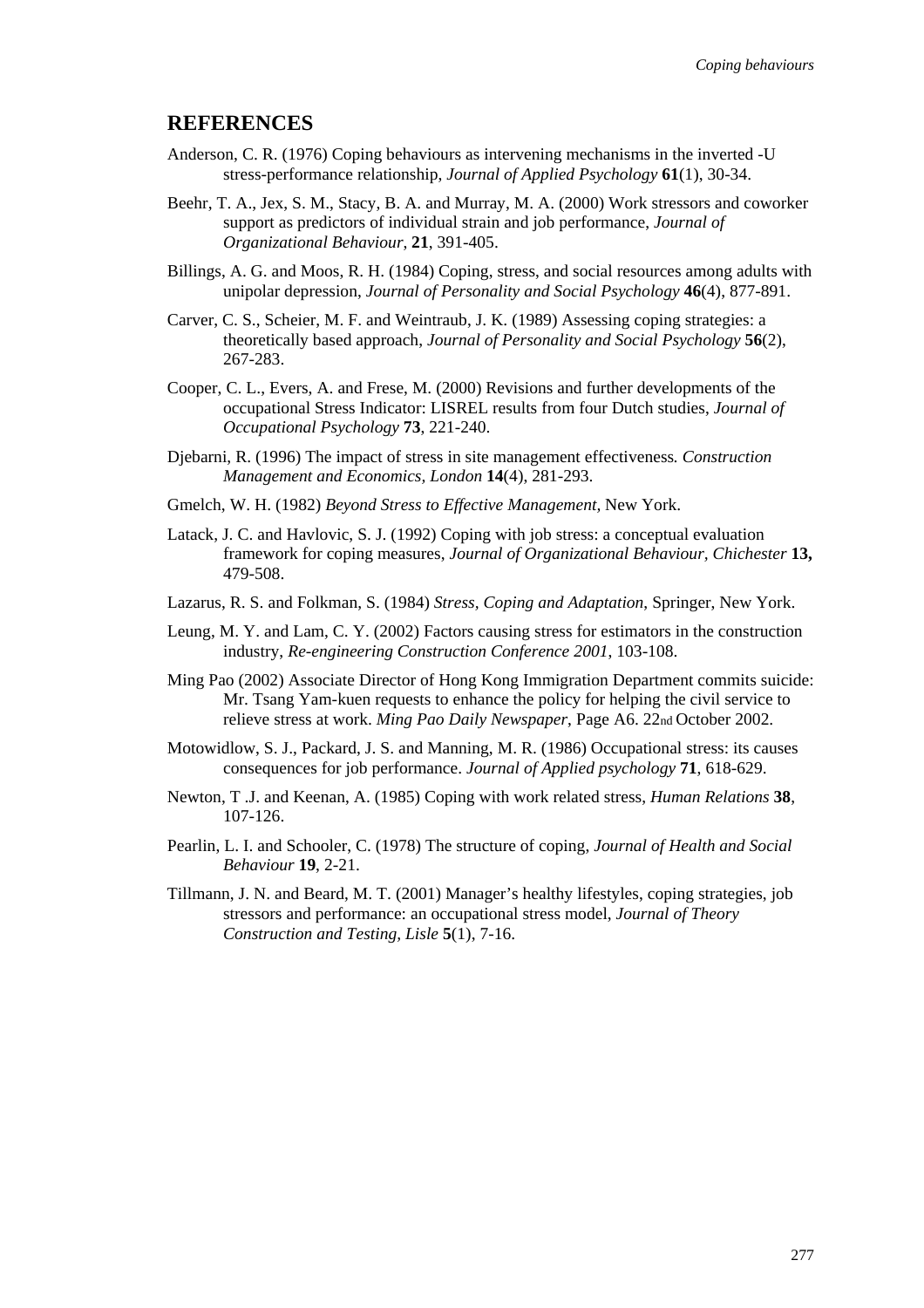## REFERENCES

Anderson, C. R. (1976) Coping behaviours as intervening mechanisms in the inverted -U stress-performance relationship, *Journal of Applied Psychology* **61**(1), 30-34.

Beehr, T. A., Jex, S. M., Stacy, B. A. and Murray, M. A. (2000) Work stressors and coworker support as predictors of individual strain and job performance, *Journal of Organizational Behaviour*, **21**, 391-405.

Billings, A. G. and Moos, R. H. (1984) Coping, stress, and social resources among adults with unipolar depression, *Journal of Personality and Social Psychology* **46**(4), 877-891.

Carver, C. S., Scheier, M. F. and Weintraub, J. K. (1989) Assessing coping strategies: a theoretically based approach, *Journal of Personality and Social Psychology* **56**(2), 267-283.

Cooper, C. L., Evers, A. and Frese, M. (2000) Revisions and further developments of the occupational Stress Indicator: LISREL results from four Dutch studies, *Journal of Occupational Psychology* **73**, 221-240.

Djebarni, R. (1996) The impact of stress in site management effectiveness. *Construction Management and Economics, London* **14**(4), 281-293.

Gmelch, W. H. (1982) *Beyond Stress to Effective Management*, New York.

Latack, J. C. and Havlovic, S. J. (1992) Coping with job stress: a conceptual evaluation framework for coping measures, *Journal of Organizational Behaviour, Chichester* **13,** 479-508.

Lazarus, R. S. and Folkman, S. (1984) *Stress, Coping and Adaptation*, Springer, New York.

Leung, M. Y. and Lam, C. Y. (2002) Factors causing stress for estimators in the construction industry, *Re-engineering Construction Conference 2001*, 103-108.

Ming Pao (2002) Associate Director of Hong Kong Immigration Department commits suicide: Mr. Tsang Yam-kuen requests to enhance the policy for helping the civil service to relieve stress at work. *Ming Pao Daily Newspaper*, Page A6. 22nd October 2002.

Motowidlow, S. J., Packard, J. S. and Manning, M. R. (1986) Occupational stress: its causes consequences for job performance. *Journal of Applied psychology* **71**, 618-629.

Newton, T .J. and Keenan, A. (1985) Coping with work related stress, *Human Relations* **38**, 107-126.

Pearlin, L. I. and Schooler, C. (1978) The structure of coping, *Journal of Health and Social Behaviour* **19**, 2-21.

Tillmann, J. N. and Beard, M. T. (2001) Manager's healthy lifestyles, coping strategies, job stressors and performance: an occupational stress model, *Journal of Theory Construction and Testing, Lisle* **5**(1), 7-16.